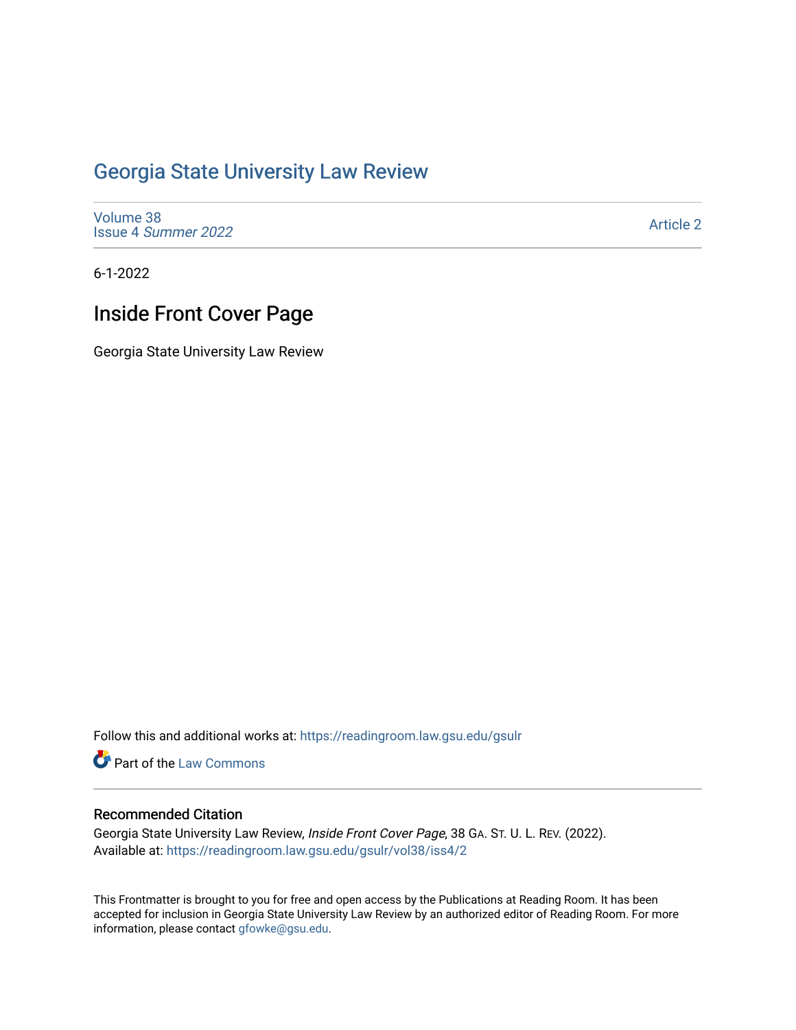# Georgia State University Law Review

Volume 38
Issue 4 *Summer 2022*

Article 2

6-1-2022

## Inside Front Cover Page

Georgia State University Law Review

Follow this and additional works at: https://readingroom.law.gsu.edu/gsulr

Part of the Law Commons

### Recommended Citation

Georgia State University Law Review, *Inside Front Cover Page*, 38 GA. ST. U. L. REV. (2022).
Available at: https://readingroom.law.gsu.edu/gsulr/vol38/iss4/2

This Frontmatter is brought to you for free and open access by the Publications at Reading Room. It has been accepted for inclusion in Georgia State University Law Review by an authorized editor of Reading Room. For more information, please contact gfowke@gsu.edu.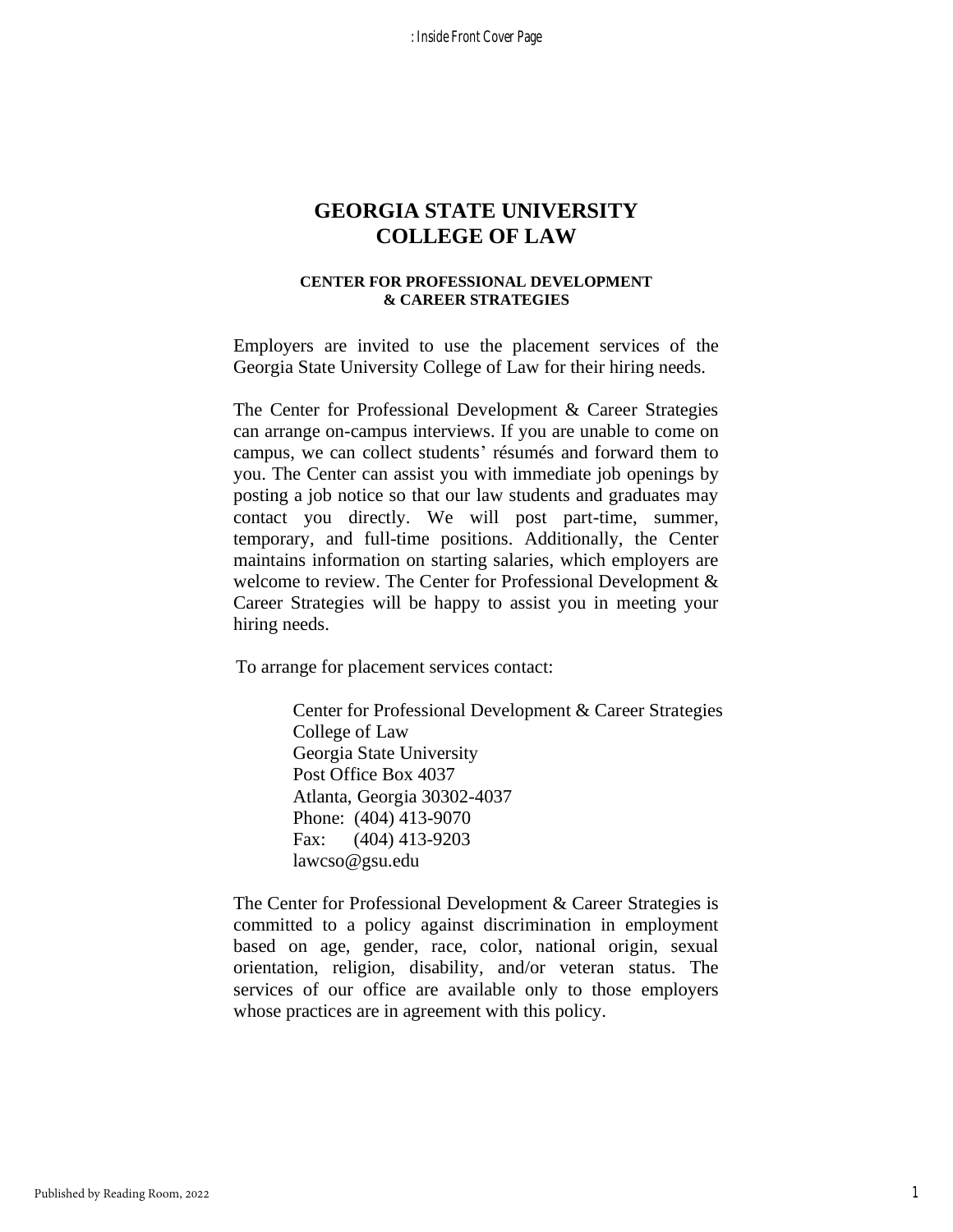# GEORGIA STATE UNIVERSITY COLLEGE OF LAW

## CENTER FOR PROFESSIONAL DEVELOPMENT & CAREER STRATEGIES

Employers are invited to use the placement services of the Georgia State University College of Law for their hiring needs.

The Center for Professional Development & Career Strategies can arrange on-campus interviews. If you are unable to come on campus, we can collect students' résumés and forward them to you. The Center can assist you with immediate job openings by posting a job notice so that our law students and graduates may contact you directly. We will post part-time, summer, temporary, and full-time positions. Additionally, the Center maintains information on starting salaries, which employers are welcome to review. The Center for Professional Development & Career Strategies will be happy to assist you in meeting your hiring needs.

To arrange for placement services contact:

Center for Professional Development & Career Strategies
College of Law
Georgia State University
Post Office Box 4037
Atlanta, Georgia 30302-4037
Phone: (404) 413-9070
Fax: (404) 413-9203
lawcso@gsu.edu

The Center for Professional Development & Career Strategies is committed to a policy against discrimination in employment based on age, gender, race, color, national origin, sexual orientation, religion, disability, and/or veteran status. The services of our office are available only to those employers whose practices are in agreement with this policy.